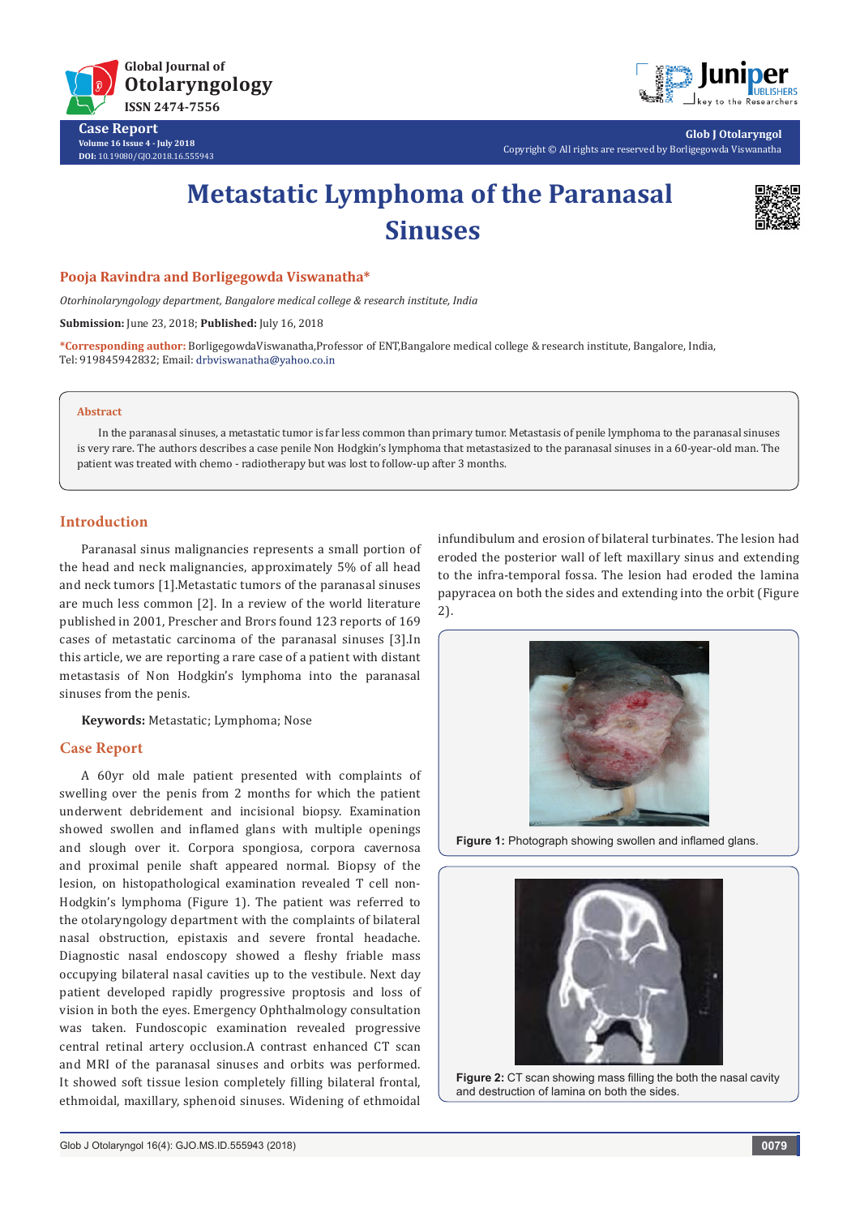# Metastatic Lymphoma of the Paranasal Sinuses

**Pooja Ravindra and Borligegowda Viswanatha***

*Otorhinolaryngology department, Bangalore medical college & research institute, India*

**Submission:** June 23, 2018; **Published:** July 16, 2018

***Corresponding author:** BorligegowdaViswanatha,Professor of ENT,Bangalore medical college & research institute, Bangalore, India, Tel: 919845942832; Email: drbviswanatha@yahoo.co.in

## Abstract

In the paranasal sinuses, a metastatic tumor is far less common than primary tumor. Metastasis of penile lymphoma to the paranasal sinuses is very rare. The authors describes a case penile Non Hodgkin's lymphoma that metastasized to the paranasal sinuses in a 60-year-old man. The patient was treated with chemo - radiotherapy but was lost to follow-up after 3 months.

## Introduction

Paranasal sinus malignancies represents a small portion of the head and neck malignancies, approximately 5% of all head and neck tumors [1].Metastatic tumors of the paranasal sinuses are much less common [2]. In a review of the world literature published in 2001, Prescher and Brors found 123 reports of 169 cases of metastatic carcinoma of the paranasal sinuses [3].In this article, we are reporting a rare case of a patient with distant metastasis of Non Hodgkin's lymphoma into the paranasal sinuses from the penis.

**Keywords:** Metastatic; Lymphoma; Nose

## Case Report

A 60yr old male patient presented with complaints of swelling over the penis from 2 months for which the patient underwent debridement and incisional biopsy. Examination showed swollen and inflamed glans with multiple openings and slough over it. Corpora spongiosa, corpora cavernosa and proximal penile shaft appeared normal. Biopsy of the lesion, on histopathological examination revealed T cell non-Hodgkin's lymphoma (Figure 1). The patient was referred to the otolaryngology department with the complaints of bilateral nasal obstruction, epistaxis and severe frontal headache. Diagnostic nasal endoscopy showed a fleshy friable mass occupying bilateral nasal cavities up to the vestibule. Next day patient developed rapidly progressive proptosis and loss of vision in both the eyes. Emergency Ophthalmology consultation was taken. Fundoscopic examination revealed progressive central retinal artery occlusion.A contrast enhanced CT scan and MRI of the paranasal sinuses and orbits was performed. It showed soft tissue lesion completely filling bilateral frontal, ethmoidal, maxillary, sphenoid sinuses. Widening of ethmoidal infundibulum and erosion of bilateral turbinates. The lesion had eroded the posterior wall of left maxillary sinus and extending to the infra-temporal fossa. The lesion had eroded the lamina papyracea on both the sides and extending into the orbit (Figure 2).

**Figure 1:** Photograph showing swollen and inflamed glans.

**Figure 2:** CT scan showing mass filling the both the nasal cavity and destruction of lamina on both the sides.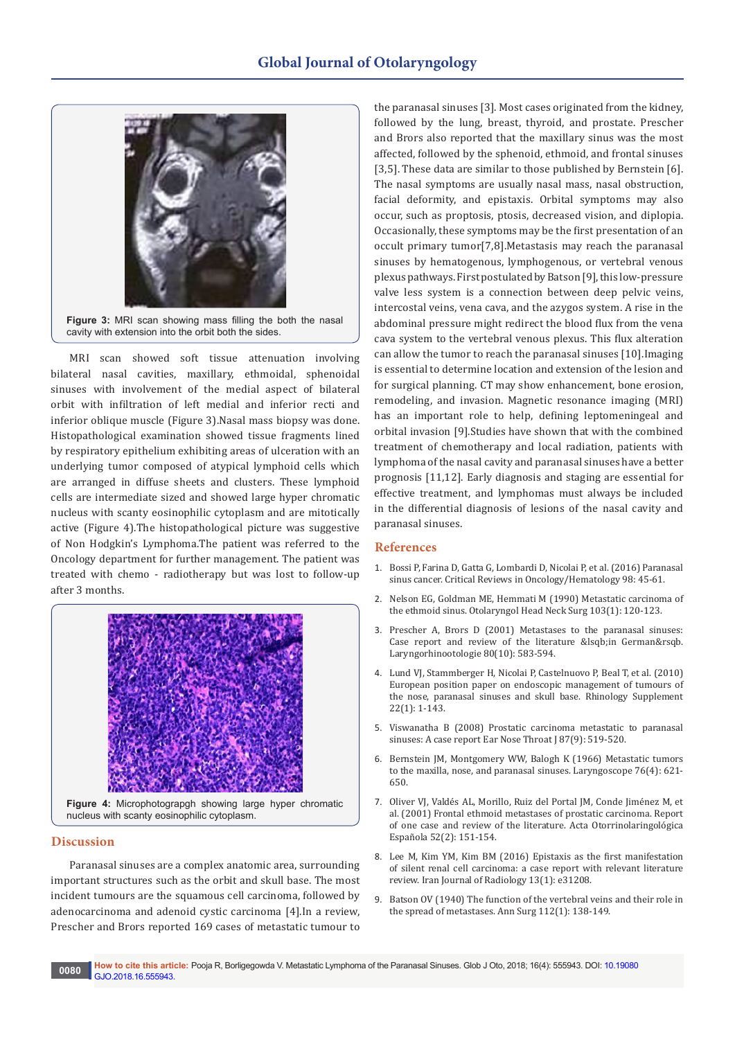Figure 3: MRI scan showing mass filling the both the nasal cavity with extension into the orbit both the sides.

MRI scan showed soft tissue attenuation involving bilateral nasal cavities, maxillary, ethmoidal, sphenoidal sinuses with involvement of the medial aspect of bilateral orbit with infiltration of left medial and inferior recti and inferior oblique muscle (Figure 3).Nasal mass biopsy was done. Histopathological examination showed tissue fragments lined by respiratory epithelium exhibiting areas of ulceration with an underlying tumor composed of atypical lymphoid cells which are arranged in diffuse sheets and clusters. These lymphoid cells are intermediate sized and showed large hyper chromatic nucleus with scanty eosinophilic cytoplasm and are mitotically active (Figure 4).The histopathological picture was suggestive of Non Hodgkin's Lymphoma.The patient was referred to the Oncology department for further management. The patient was treated with chemo - radiotherapy but was lost to follow-up after 3 months.

Figure 4: Microphotograpgh showing large hyper chromatic nucleus with scanty eosinophilic cytoplasm.

## Discussion

Paranasal sinuses are a complex anatomic area, surrounding important structures such as the orbit and skull base. The most incident tumours are the squamous cell carcinoma, followed by adenocarcinoma and adenoid cystic carcinoma [4].In a review, Prescher and Brors reported 169 cases of metastatic tumour to the paranasal sinuses [3]. Most cases originated from the kidney, followed by the lung, breast, thyroid, and prostate. Prescher and Brors also reported that the maxillary sinus was the most affected, followed by the sphenoid, ethmoid, and frontal sinuses [3,5]. These data are similar to those published by Bernstein [6]. The nasal symptoms are usually nasal mass, nasal obstruction, facial deformity, and epistaxis. Orbital symptoms may also occur, such as proptosis, ptosis, decreased vision, and diplopia. Occasionally, these symptoms may be the first presentation of an occult primary tumor[7,8].Metastasis may reach the paranasal sinuses by hematogenous, lymphogenous, or vertebral venous plexus pathways. First postulated by Batson [9], this low-pressure valve less system is a connection between deep pelvic veins, intercostal veins, vena cava, and the azygos system. A rise in the abdominal pressure might redirect the blood flux from the vena cava system to the vertebral venous plexus. This flux alteration can allow the tumor to reach the paranasal sinuses [10].Imaging is essential to determine location and extension of the lesion and for surgical planning. CT may show enhancement, bone erosion, remodeling, and invasion. Magnetic resonance imaging (MRI) has an important role to help, defining leptomeningeal and orbital invasion [9].Studies have shown that with the combined treatment of chemotherapy and local radiation, patients with lymphoma of the nasal cavity and paranasal sinuses have a better prognosis [11,12]. Early diagnosis and staging are essential for effective treatment, and lymphomas must always be included in the differential diagnosis of lesions of the nasal cavity and paranasal sinuses.

## References

1. Bossi P, Farina D, Gatta G, Lombardi D, Nicolai P, et al. (2016) Paranasal sinus cancer. Critical Reviews in Oncology/Hematology 98: 45-61.
2. Nelson EG, Goldman ME, Hemmati M (1990) Metastatic carcinoma of the ethmoid sinus. Otolaryngol Head Neck Surg 103(1): 120-123.
3. Prescher A, Brors D (2001) Metastases to the paranasal sinuses: Case report and review of the literature &lsqb;in German&rsqb. Laryngorhinootologie 80(10): 583-594.
4. Lund VJ, Stammberger H, Nicolai P, Castelnuovo P, Beal T, et al. (2010) European position paper on endoscopic management of tumours of the nose, paranasal sinuses and skull base. Rhinology Supplement 22(1): 1-143.
5. Viswanatha B (2008) Prostatic carcinoma metastatic to paranasal sinuses: A case report Ear Nose Throat J 87(9): 519-520.
6. Bernstein JM, Montgomery WW, Balogh K (1966) Metastatic tumors to the maxilla, nose, and paranasal sinuses. Laryngoscope 76(4): 621-650.
7. Oliver VJ, Valdés AL, Morillo, Ruiz del Portal JM, Conde Jiménez M, et al. (2001) Frontal ethmoid metastases of prostatic carcinoma. Report of one case and review of the literature. Acta Otorrinolaringológica Española 52(2): 151-154.
8. Lee M, Kim YM, Kim BM (2016) Epistaxis as the first manifestation of silent renal cell carcinoma: a case report with relevant literature review. Iran Journal of Radiology 13(1): e31208.
9. Batson OV (1940) The function of the vertebral veins and their role in the spread of metastases. Ann Surg 112(1): 138-149.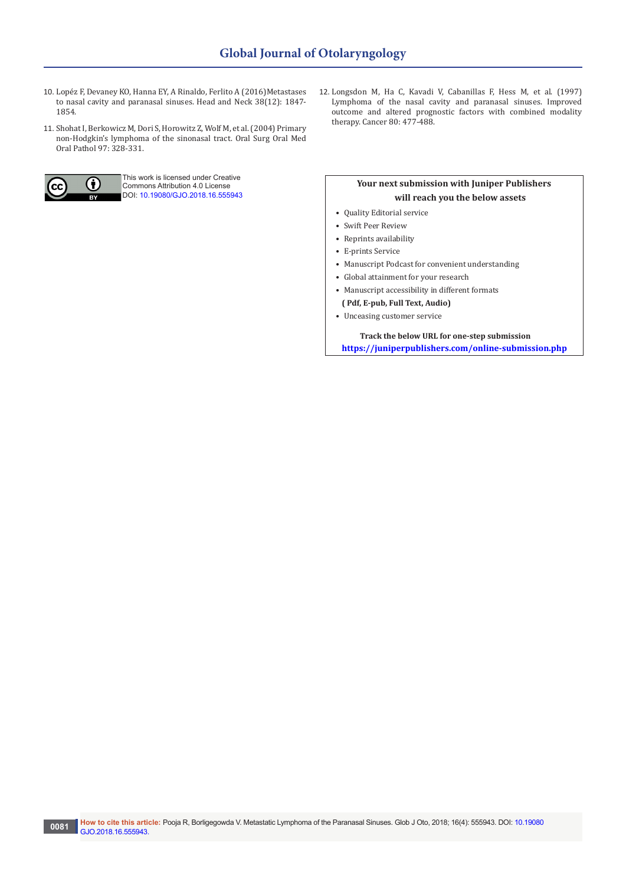10. Lopéz F, Devaney KO, Hanna EY, A Rinaldo, Ferlito A (2016)Metastases to nasal cavity and paranasal sinuses. Head and Neck 38(12): 1847-1854.

11. Shohat I, Berkowicz M, Dori S, Horowitz Z, Wolf M, et al. (2004) Primary non-Hodgkin's lymphoma of the sinonasal tract. Oral Surg Oral Med Oral Pathol 97: 328-331.

12. Longsdon M, Ha C, Kavadi V, Cabanillas F, Hess M, et al. (1997) Lymphoma of the nasal cavity and paranasal sinuses. Improved outcome and altered prognostic factors with combined modality therapy. Cancer 80: 477-488.

This work is licensed under Creative Commons Attribution 4.0 License
DOI: 10.19080/GJO.2018.16.555943

**Your next submission with Juniper Publishers will reach you the below assets**

- Quality Editorial service
- Swift Peer Review
- Reprints availability
- E-prints Service
- Manuscript Podcast for convenient understanding
- Global attainment for your research
- Manuscript accessibility in different formats

**( Pdf, E-pub, Full Text, Audio)**

- Unceasing customer service

**Track the below URL for one-step submission**
**https://juniperpublishers.com/online-submission.php**

**How to cite this article:** Pooja R, Borligegowda V. Metastatic Lymphoma of the Paranasal Sinuses. Glob J Oto, 2018; 16(4): 555943. DOI: 10.19080 GJO.2018.16.555943.